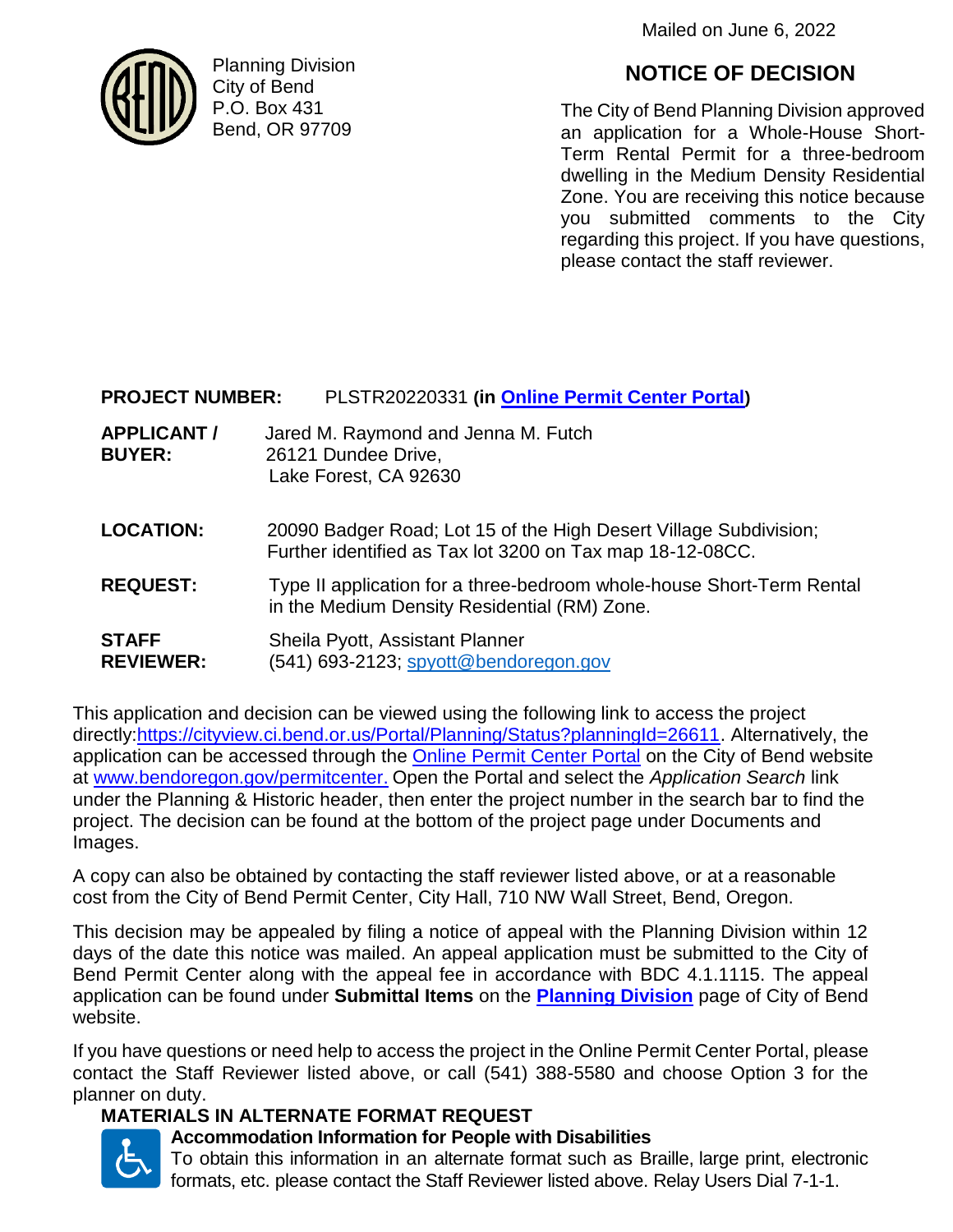Mailed on June 6, 2022

Planning Division
City of Bend
P.O. Box 431
Bend, OR 97709

# NOTICE OF DECISION

The City of Bend Planning Division approved an application for a Whole-House Short-Term Rental Permit for a three-bedroom dwelling in the Medium Density Residential Zone. You are receiving this notice because you submitted comments to the City regarding this project. If you have questions, please contact the staff reviewer.

**PROJECT NUMBER:** PLSTR20220331 **(in [Online Permit Center Portal](#))**

**APPLICANT / BUYER:** Jared M. Raymond and Jenna M. Futch
26121 Dundee Drive,
Lake Forest, CA 92630

**LOCATION:** 20090 Badger Road; Lot 15 of the High Desert Village Subdivision; Further identified as Tax lot 3200 on Tax map 18-12-08CC.

**REQUEST:** Type II application for a three-bedroom whole-house Short-Term Rental in the Medium Density Residential (RM) Zone.

**STAFF REVIEWER:** Sheila Pyott, Assistant Planner
(541) 693-2123; spyott@bendoregon.gov

This application and decision can be viewed using the following link to access the project directly:https://cityview.ci.bend.or.us/Portal/Planning/Status?planningId=26611. Alternatively, the application can be accessed through the Online Permit Center Portal on the City of Bend website at www.bendoregon.gov/permitcenter. Open the Portal and select the *Application Search* link under the Planning & Historic header, then enter the project number in the search bar to find the project. The decision can be found at the bottom of the project page under Documents and Images.

A copy can also be obtained by contacting the staff reviewer listed above, or at a reasonable cost from the City of Bend Permit Center, City Hall, 710 NW Wall Street, Bend, Oregon.

This decision may be appealed by filing a notice of appeal with the Planning Division within 12 days of the date this notice was mailed. An appeal application must be submitted to the City of Bend Permit Center along with the appeal fee in accordance with BDC 4.1.1115. The appeal application can be found under **Submittal Items** on the **Planning Division** page of City of Bend website.

If you have questions or need help to access the project in the Online Permit Center Portal, please contact the Staff Reviewer listed above, or call (541) 388-5580 and choose Option 3 for the planner on duty.

## MATERIALS IN ALTERNATE FORMAT REQUEST

**Accommodation Information for People with Disabilities**

To obtain this information in an alternate format such as Braille, large print, electronic formats, etc. please contact the Staff Reviewer listed above. Relay Users Dial 7-1-1.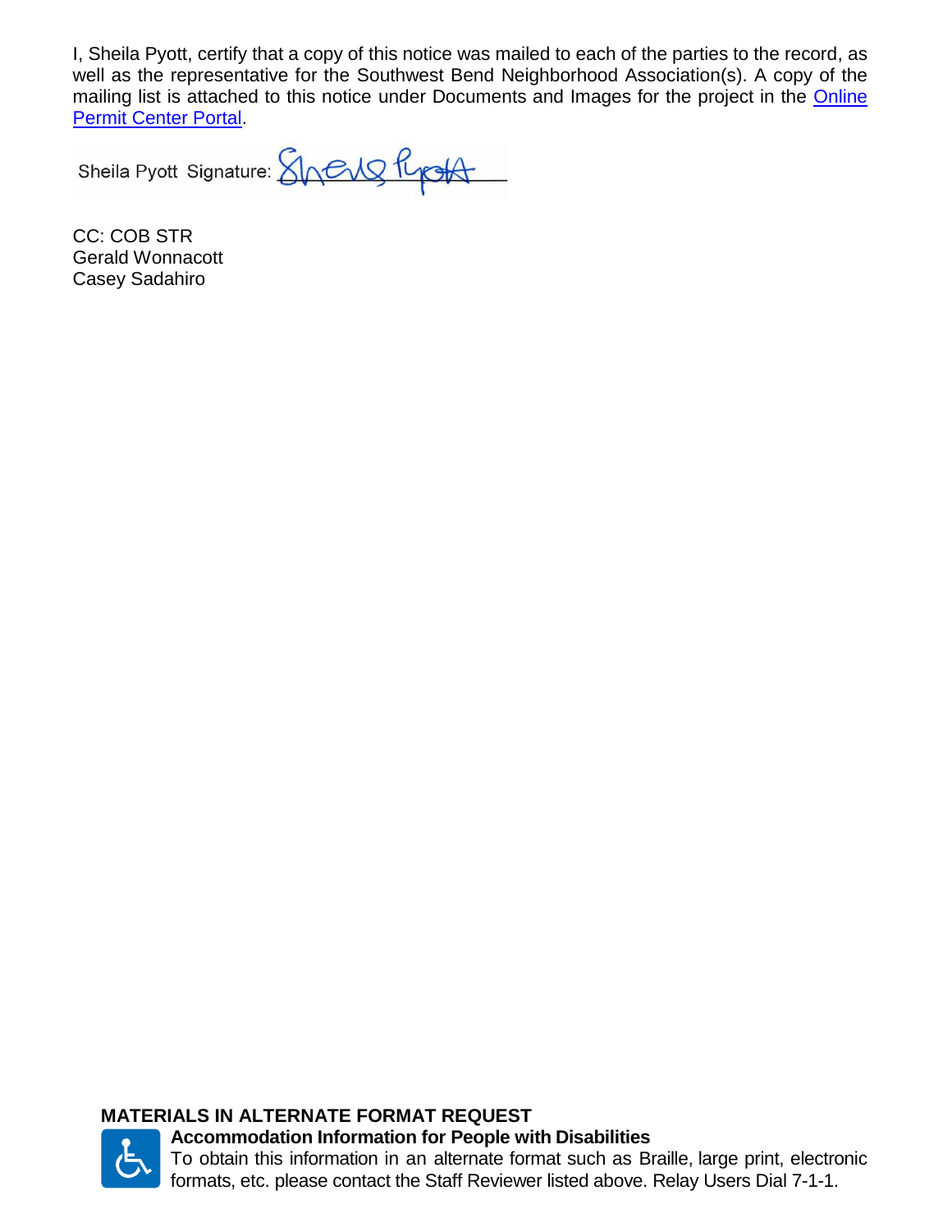I, Sheila Pyott, certify that a copy of this notice was mailed to each of the parties to the record, as well as the representative for the Southwest Bend Neighborhood Association(s). A copy of the mailing list is attached to this notice under Documents and Images for the project in the Online Permit Center Portal.

Sheila Pyott Signature: Sheila Pyott

CC: COB STR
Gerald Wonnacott
Casey Sadahiro

**MATERIALS IN ALTERNATE FORMAT REQUEST**

**Accommodation Information for People with Disabilities**

To obtain this information in an alternate format such as Braille, large print, electronic formats, etc. please contact the Staff Reviewer listed above. Relay Users Dial 7-1-1.